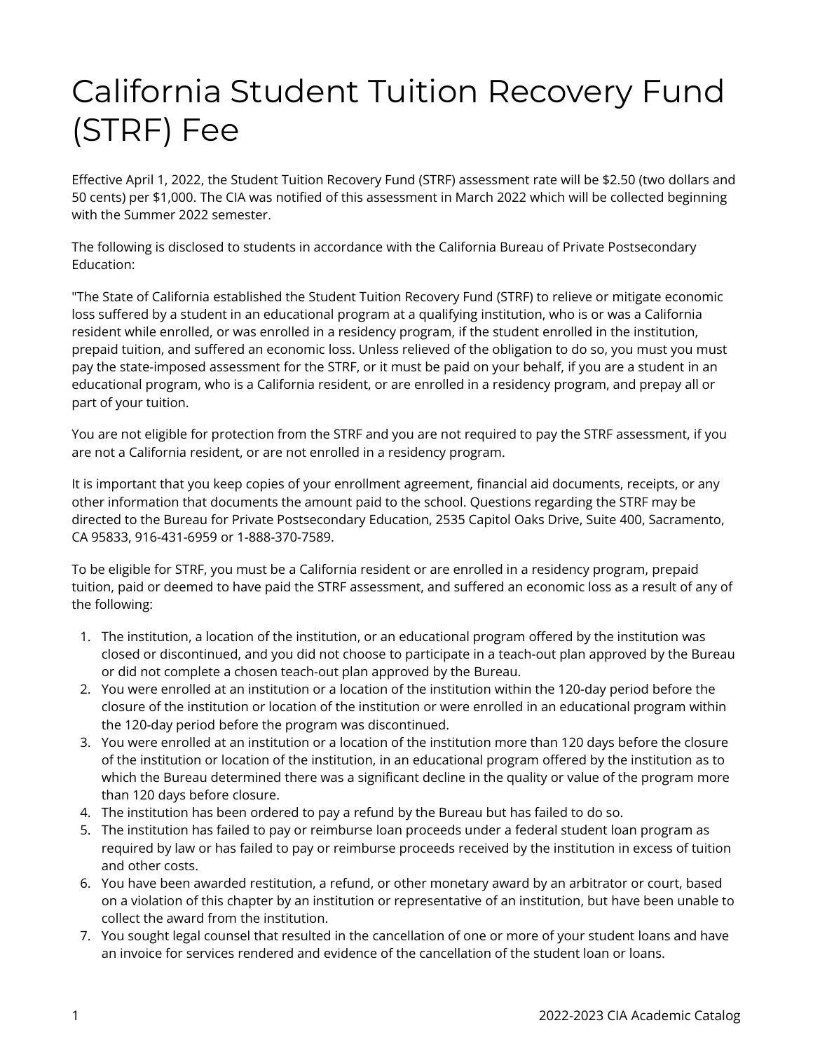# California Student Tuition Recovery Fund (STRF) Fee

Effective April 1, 2022, the Student Tuition Recovery Fund (STRF) assessment rate will be $2.50 (two dollars and 50 cents) per $1,000. The CIA was notified of this assessment in March 2022 which will be collected beginning with the Summer 2022 semester.

The following is disclosed to students in accordance with the California Bureau of Private Postsecondary Education:

"The State of California established the Student Tuition Recovery Fund (STRF) to relieve or mitigate economic loss suffered by a student in an educational program at a qualifying institution, who is or was a California resident while enrolled, or was enrolled in a residency program, if the student enrolled in the institution, prepaid tuition, and suffered an economic loss. Unless relieved of the obligation to do so, you must you must pay the state-imposed assessment for the STRF, or it must be paid on your behalf, if you are a student in an educational program, who is a California resident, or are enrolled in a residency program, and prepay all or part of your tuition.

You are not eligible for protection from the STRF and you are not required to pay the STRF assessment, if you are not a California resident, or are not enrolled in a residency program.

It is important that you keep copies of your enrollment agreement, financial aid documents, receipts, or any other information that documents the amount paid to the school. Questions regarding the STRF may be directed to the Bureau for Private Postsecondary Education, 2535 Capitol Oaks Drive, Suite 400, Sacramento, CA 95833, 916-431-6959 or 1-888-370-7589.

To be eligible for STRF, you must be a California resident or are enrolled in a residency program, prepaid tuition, paid or deemed to have paid the STRF assessment, and suffered an economic loss as a result of any of the following:

1. The institution, a location of the institution, or an educational program offered by the institution was closed or discontinued, and you did not choose to participate in a teach-out plan approved by the Bureau or did not complete a chosen teach-out plan approved by the Bureau.
2. You were enrolled at an institution or a location of the institution within the 120-day period before the closure of the institution or location of the institution or were enrolled in an educational program within the 120-day period before the program was discontinued.
3. You were enrolled at an institution or a location of the institution more than 120 days before the closure of the institution or location of the institution, in an educational program offered by the institution as to which the Bureau determined there was a significant decline in the quality or value of the program more than 120 days before closure.
4. The institution has been ordered to pay a refund by the Bureau but has failed to do so.
5. The institution has failed to pay or reimburse loan proceeds under a federal student loan program as required by law or has failed to pay or reimburse proceeds received by the institution in excess of tuition and other costs.
6. You have been awarded restitution, a refund, or other monetary award by an arbitrator or court, based on a violation of this chapter by an institution or representative of an institution, but have been unable to collect the award from the institution.
7. You sought legal counsel that resulted in the cancellation of one or more of your student loans and have an invoice for services rendered and evidence of the cancellation of the student loan or loans.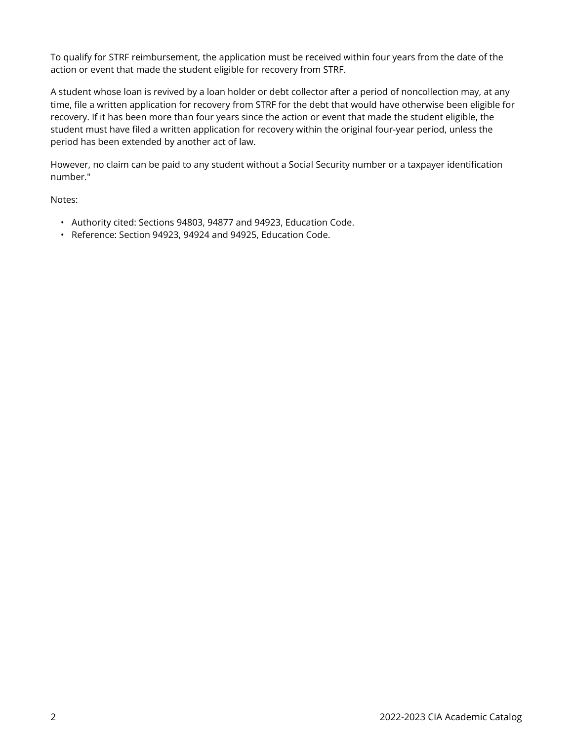To qualify for STRF reimbursement, the application must be received within four years from the date of the action or event that made the student eligible for recovery from STRF.

A student whose loan is revived by a loan holder or debt collector after a period of noncollection may, at any time, file a written application for recovery from STRF for the debt that would have otherwise been eligible for recovery. If it has been more than four years since the action or event that made the student eligible, the student must have filed a written application for recovery within the original four-year period, unless the period has been extended by another act of law.

However, no claim can be paid to any student without a Social Security number or a taxpayer identification number."

Notes:

- Authority cited: Sections 94803, 94877 and 94923, Education Code.
- Reference: Section 94923, 94924 and 94925, Education Code.